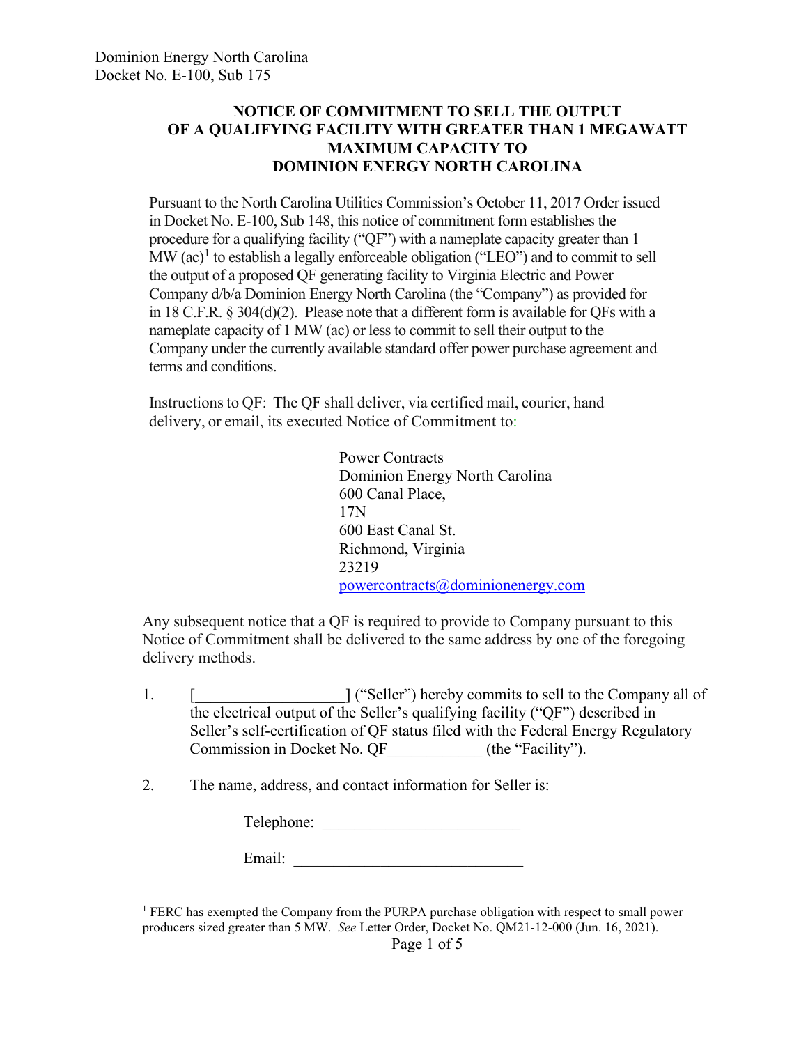Dominion Energy North Carolina
Docket No. E-100, Sub 175

**NOTICE OF COMMITMENT TO SELL THE OUTPUT OF A QUALIFYING FACILITY WITH GREATER THAN 1 MEGAWATT MAXIMUM CAPACITY TO DOMINION ENERGY NORTH CAROLINA**

Pursuant to the North Carolina Utilities Commission's October 11, 2017 Order issued in Docket No. E-100, Sub 148, this notice of commitment form establishes the procedure for a qualifying facility ("QF") with a nameplate capacity greater than 1 MW (ac)[1] to establish a legally enforceable obligation ("LEO") and to commit to sell the output of a proposed QF generating facility to Virginia Electric and Power Company d/b/a Dominion Energy North Carolina (the "Company") as provided for in 18 C.F.R. § 304(d)(2). Please note that a different form is available for QFs with a nameplate capacity of 1 MW (ac) or less to commit to sell their output to the Company under the currently available standard offer power purchase agreement and terms and conditions.

Instructions to QF: The QF shall deliver, via certified mail, courier, hand delivery, or email, its executed Notice of Commitment to:

> Power Contracts
> Dominion Energy North Carolina
> 600 Canal Place,
> 17N
> 600 East Canal St.
> Richmond, Virginia
> 23219
> powercontracts@dominionenergy.com

Any subsequent notice that a QF is required to provide to Company pursuant to this Notice of Commitment shall be delivered to the same address by one of the foregoing delivery methods.

1. [__________________] ("Seller") hereby commits to sell to the Company all of the electrical output of the Seller's qualifying facility ("QF") described in Seller's self-certification of QF status filed with the Federal Energy Regulatory Commission in Docket No. QF____________ (the "Facility").

2. The name, address, and contact information for Seller is:

   Telephone: ________________________

   Email: ____________________________

---

[1] FERC has exempted the Company from the PURPA purchase obligation with respect to small power producers sized greater than 5 MW. *See* Letter Order, Docket No. QM21-12-000 (Jun. 16, 2021).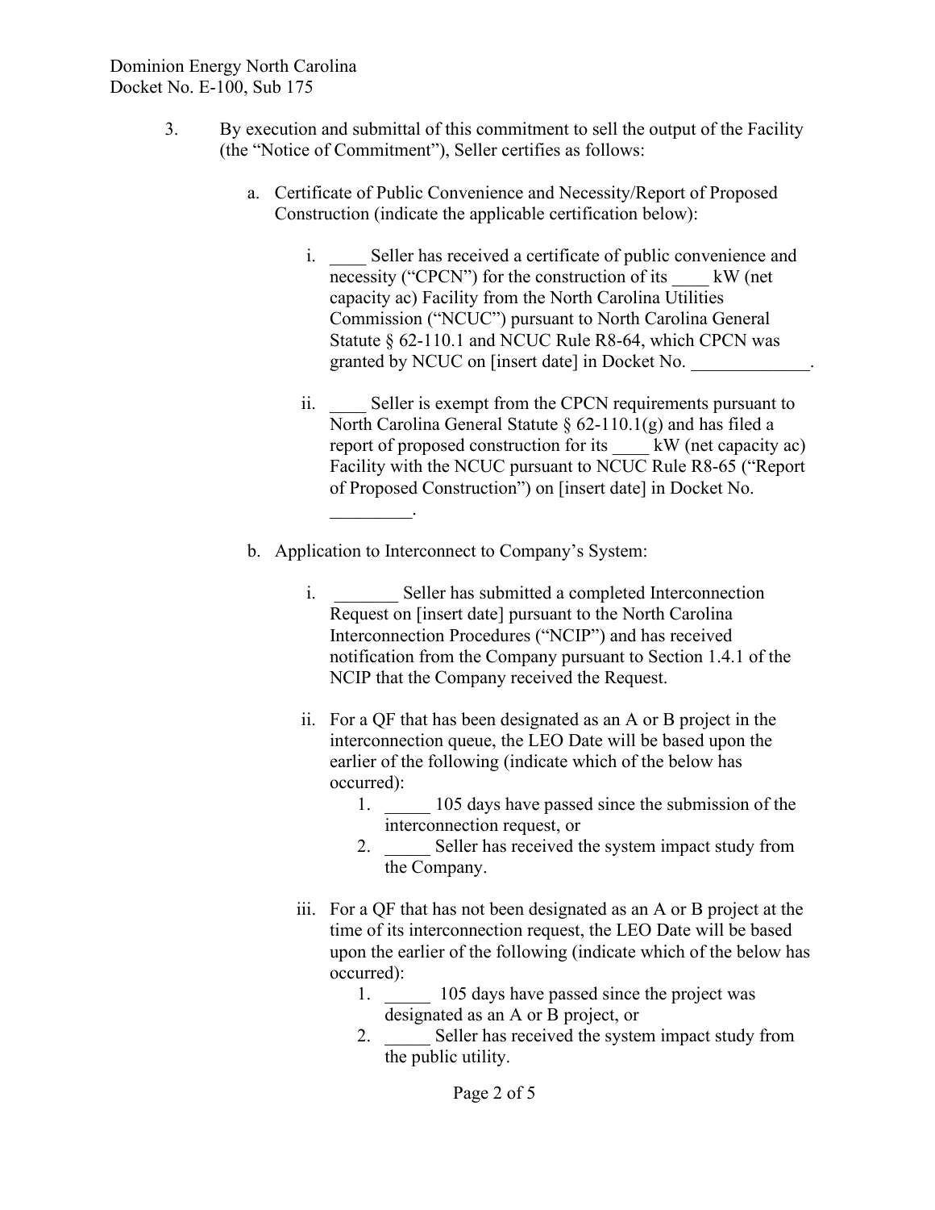3. By execution and submittal of this commitment to sell the output of the Facility (the "Notice of Commitment"), Seller certifies as follows:

   a. Certificate of Public Convenience and Necessity/Report of Proposed Construction (indicate the applicable certification below):

      i. ____ Seller has received a certificate of public convenience and necessity ("CPCN") for the construction of its ____ kW (net capacity ac) Facility from the North Carolina Utilities Commission ("NCUC") pursuant to North Carolina General Statute § 62-110.1 and NCUC Rule R8-64, which CPCN was granted by NCUC on [insert date] in Docket No. _____________.

      ii. ____ Seller is exempt from the CPCN requirements pursuant to North Carolina General Statute § 62-110.1(g) and has filed a report of proposed construction for its ____ kW (net capacity ac) Facility with the NCUC pursuant to NCUC Rule R8-65 ("Report of Proposed Construction") on [insert date] in Docket No. _________.

   b. Application to Interconnect to Company's System:

      i. _______ Seller has submitted a completed Interconnection Request on [insert date] pursuant to the North Carolina Interconnection Procedures ("NCIP") and has received notification from the Company pursuant to Section 1.4.1 of the NCIP that the Company received the Request.

      ii. For a QF that has been designated as an A or B project in the interconnection queue, the LEO Date will be based upon the earlier of the following (indicate which of the below has occurred):
         1. _____ 105 days have passed since the submission of the interconnection request, or
         2. _____ Seller has received the system impact study from the Company.

      iii. For a QF that has not been designated as an A or B project at the time of its interconnection request, the LEO Date will be based upon the earlier of the following (indicate which of the below has occurred):
         1. _____ 105 days have passed since the project was designated as an A or B project, or
         2. _____ Seller has received the system impact study from the public utility.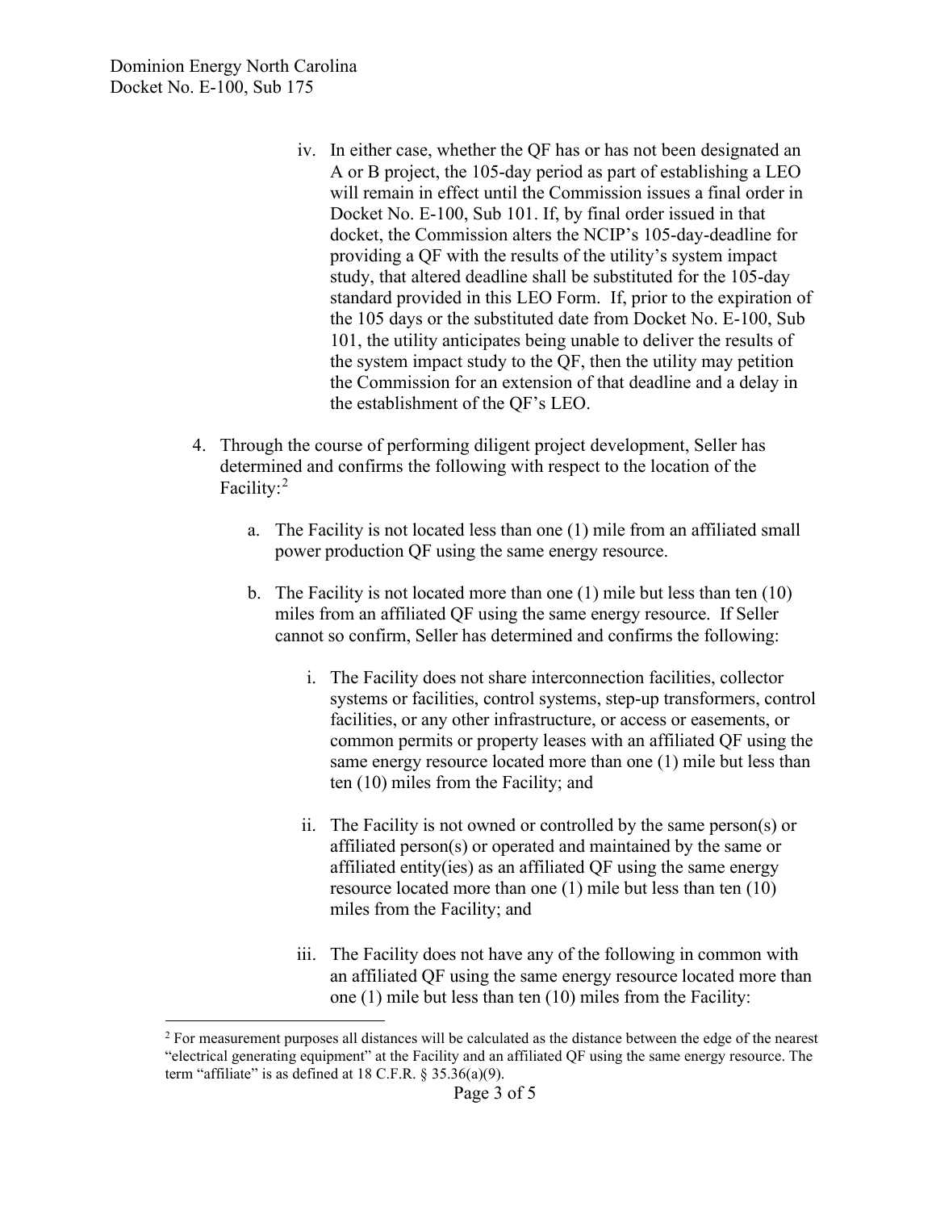iv. In either case, whether the QF has or has not been designated an A or B project, the 105-day period as part of establishing a LEO will remain in effect until the Commission issues a final order in Docket No. E-100, Sub 101. If, by final order issued in that docket, the Commission alters the NCIP's 105-day-deadline for providing a QF with the results of the utility's system impact study, that altered deadline shall be substituted for the 105-day standard provided in this LEO Form. If, prior to the expiration of the 105 days or the substituted date from Docket No. E-100, Sub 101, the utility anticipates being unable to deliver the results of the system impact study to the QF, then the utility may petition the Commission for an extension of that deadline and a delay in the establishment of the QF's LEO.

4. Through the course of performing diligent project development, Seller has determined and confirms the following with respect to the location of the Facility:[2]

   a. The Facility is not located less than one (1) mile from an affiliated small power production QF using the same energy resource.

   b. The Facility is not located more than one (1) mile but less than ten (10) miles from an affiliated QF using the same energy resource. If Seller cannot so confirm, Seller has determined and confirms the following:

      i. The Facility does not share interconnection facilities, collector systems or facilities, control systems, step-up transformers, control facilities, or any other infrastructure, or access or easements, or common permits or property leases with an affiliated QF using the same energy resource located more than one (1) mile but less than ten (10) miles from the Facility; and

      ii. The Facility is not owned or controlled by the same person(s) or affiliated person(s) or operated and maintained by the same or affiliated entity(ies) as an affiliated QF using the same energy resource located more than one (1) mile but less than ten (10) miles from the Facility; and

      iii. The Facility does not have any of the following in common with an affiliated QF using the same energy resource located more than one (1) mile but less than ten (10) miles from the Facility:

[2] For measurement purposes all distances will be calculated as the distance between the edge of the nearest "electrical generating equipment" at the Facility and an affiliated QF using the same energy resource. The term "affiliate" is as defined at 18 C.F.R. § 35.36(a)(9).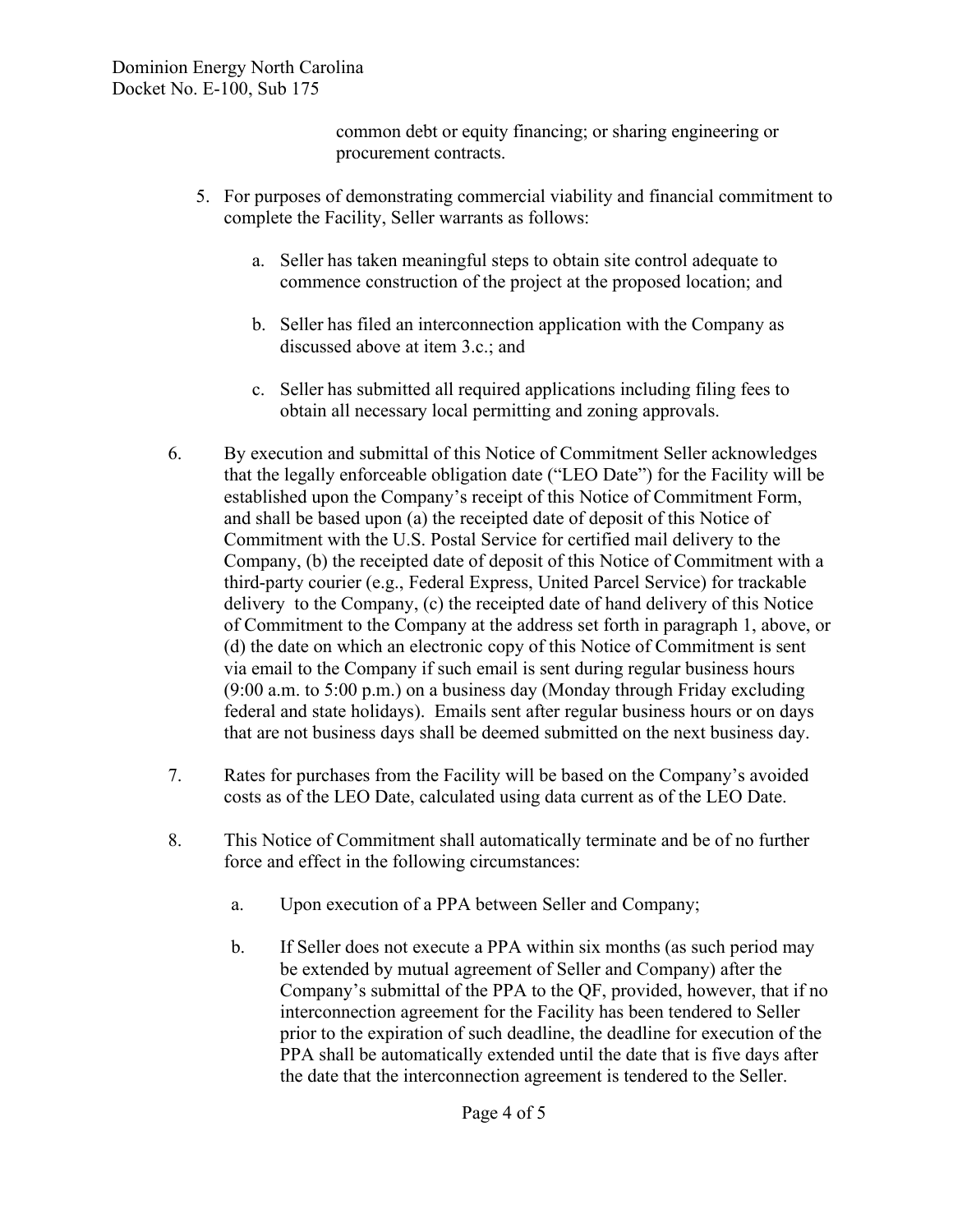common debt or equity financing; or sharing engineering or procurement contracts.

5. For purposes of demonstrating commercial viability and financial commitment to complete the Facility, Seller warrants as follows:

   a. Seller has taken meaningful steps to obtain site control adequate to commence construction of the project at the proposed location; and

   b. Seller has filed an interconnection application with the Company as discussed above at item 3.c.; and

   c. Seller has submitted all required applications including filing fees to obtain all necessary local permitting and zoning approvals.

6. By execution and submittal of this Notice of Commitment Seller acknowledges that the legally enforceable obligation date ("LEO Date") for the Facility will be established upon the Company's receipt of this Notice of Commitment Form, and shall be based upon (a) the receipted date of deposit of this Notice of Commitment with the U.S. Postal Service for certified mail delivery to the Company, (b) the receipted date of deposit of this Notice of Commitment with a third-party courier (e.g., Federal Express, United Parcel Service) for trackable delivery to the Company, (c) the receipted date of hand delivery of this Notice of Commitment to the Company at the address set forth in paragraph 1, above, or (d) the date on which an electronic copy of this Notice of Commitment is sent via email to the Company if such email is sent during regular business hours (9:00 a.m. to 5:00 p.m.) on a business day (Monday through Friday excluding federal and state holidays). Emails sent after regular business hours or on days that are not business days shall be deemed submitted on the next business day.

7. Rates for purchases from the Facility will be based on the Company's avoided costs as of the LEO Date, calculated using data current as of the LEO Date.

8. This Notice of Commitment shall automatically terminate and be of no further force and effect in the following circumstances:

   a. Upon execution of a PPA between Seller and Company;

   b. If Seller does not execute a PPA within six months (as such period may be extended by mutual agreement of Seller and Company) after the Company's submittal of the PPA to the QF, provided, however, that if no interconnection agreement for the Facility has been tendered to Seller prior to the expiration of such deadline, the deadline for execution of the PPA shall be automatically extended until the date that is five days after the date that the interconnection agreement is tendered to the Seller.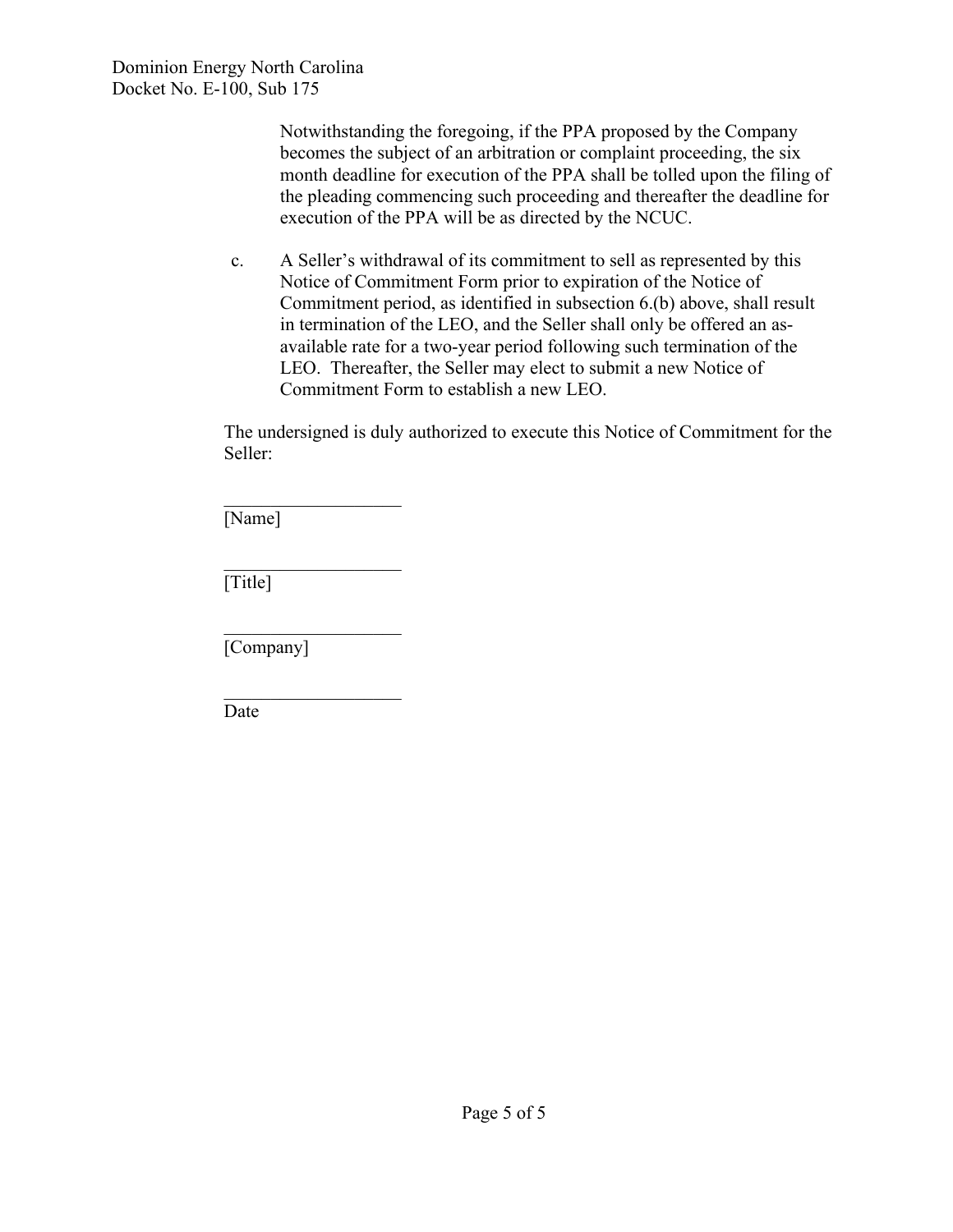Notwithstanding the foregoing, if the PPA proposed by the Company becomes the subject of an arbitration or complaint proceeding, the six month deadline for execution of the PPA shall be tolled upon the filing of the pleading commencing such proceeding and thereafter the deadline for execution of the PPA will be as directed by the NCUC.

c. A Seller's withdrawal of its commitment to sell as represented by this Notice of Commitment Form prior to expiration of the Notice of Commitment period, as identified in subsection 6.(b) above, shall result in termination of the LEO, and the Seller shall only be offered an as-available rate for a two-year period following such termination of the LEO. Thereafter, the Seller may elect to submit a new Notice of Commitment Form to establish a new LEO.

The undersigned is duly authorized to execute this Notice of Commitment for the Seller:

\_\_\_\_\_\_\_\_\_\_\_\_\_\_\_\_\_\_\_
[Name]

\_\_\_\_\_\_\_\_\_\_\_\_\_\_\_\_\_\_\_
[Title]

\_\_\_\_\_\_\_\_\_\_\_\_\_\_\_\_\_\_\_
[Company]

\_\_\_\_\_\_\_\_\_\_\_\_\_\_\_\_\_\_\_
Date